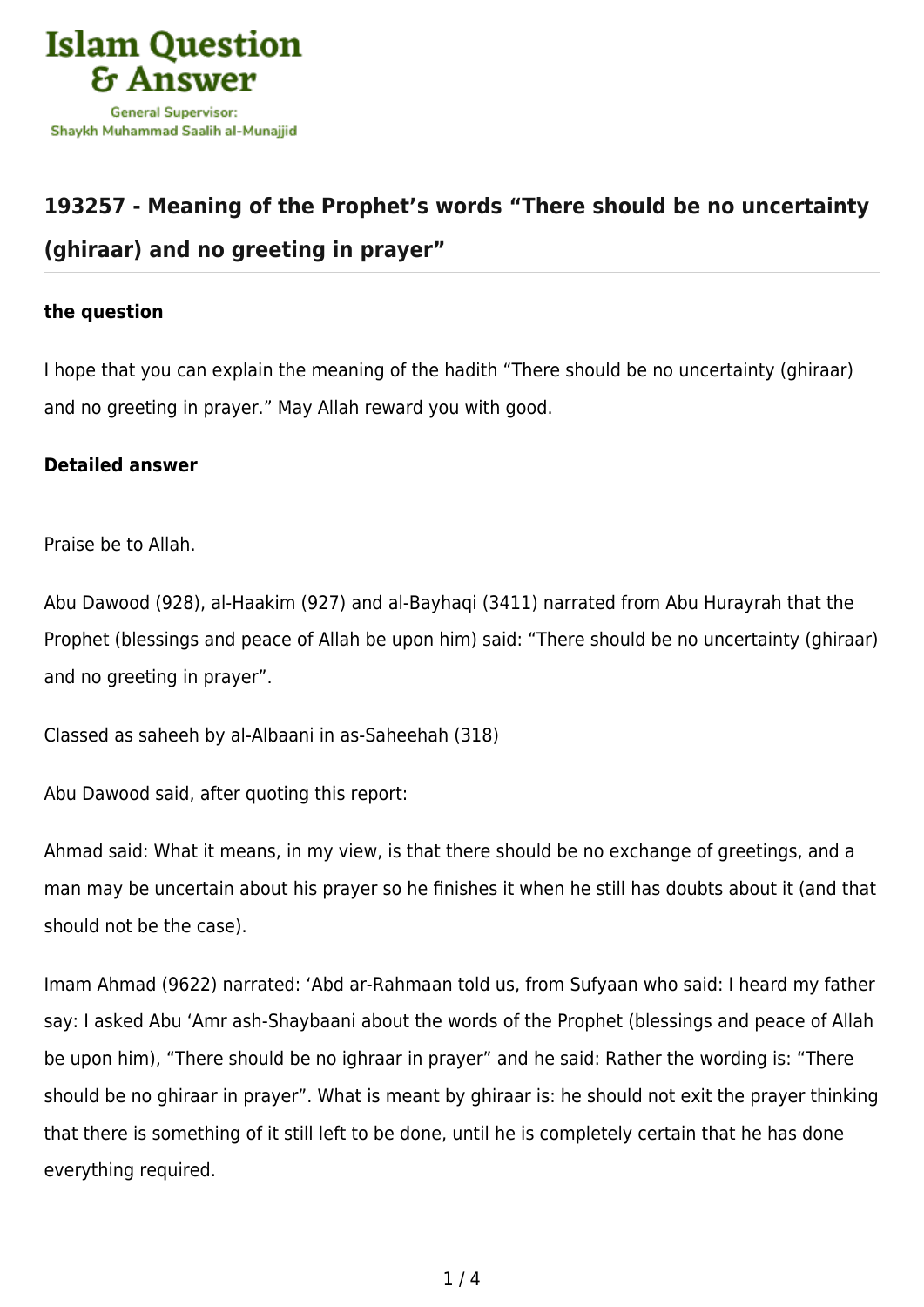Islam Question & Answer

General Supervisor: Shaykh Muhammad Saalih al-Munajjid

## 193257 - Meaning of the Prophet's words "There should be no uncertainty (ghiraar) and no greeting in prayer"

**the question**

I hope that you can explain the meaning of the hadith "There should be no uncertainty (ghiraar) and no greeting in prayer." May Allah reward you with good.

**Detailed answer**

Praise be to Allah.

Abu Dawood (928), al-Haakim (927) and al-Bayhaqi (3411) narrated from Abu Hurayrah that the Prophet (blessings and peace of Allah be upon him) said: "There should be no uncertainty (ghiraar) and no greeting in prayer".

Classed as saheeh by al-Albaani in as-Saheehah (318)

Abu Dawood said, after quoting this report:

Ahmad said: What it means, in my view, is that there should be no exchange of greetings, and a man may be uncertain about his prayer so he finishes it when he still has doubts about it (and that should not be the case).

Imam Ahmad (9622) narrated: 'Abd ar-Rahmaan told us, from Sufyaan who said: I heard my father say: I asked Abu 'Amr ash-Shaybaani about the words of the Prophet (blessings and peace of Allah be upon him), "There should be no ighraar in prayer" and he said: Rather the wording is: "There should be no ghiraar in prayer". What is meant by ghiraar is: he should not exit the prayer thinking that there is something of it still left to be done, until he is completely certain that he has done everything required.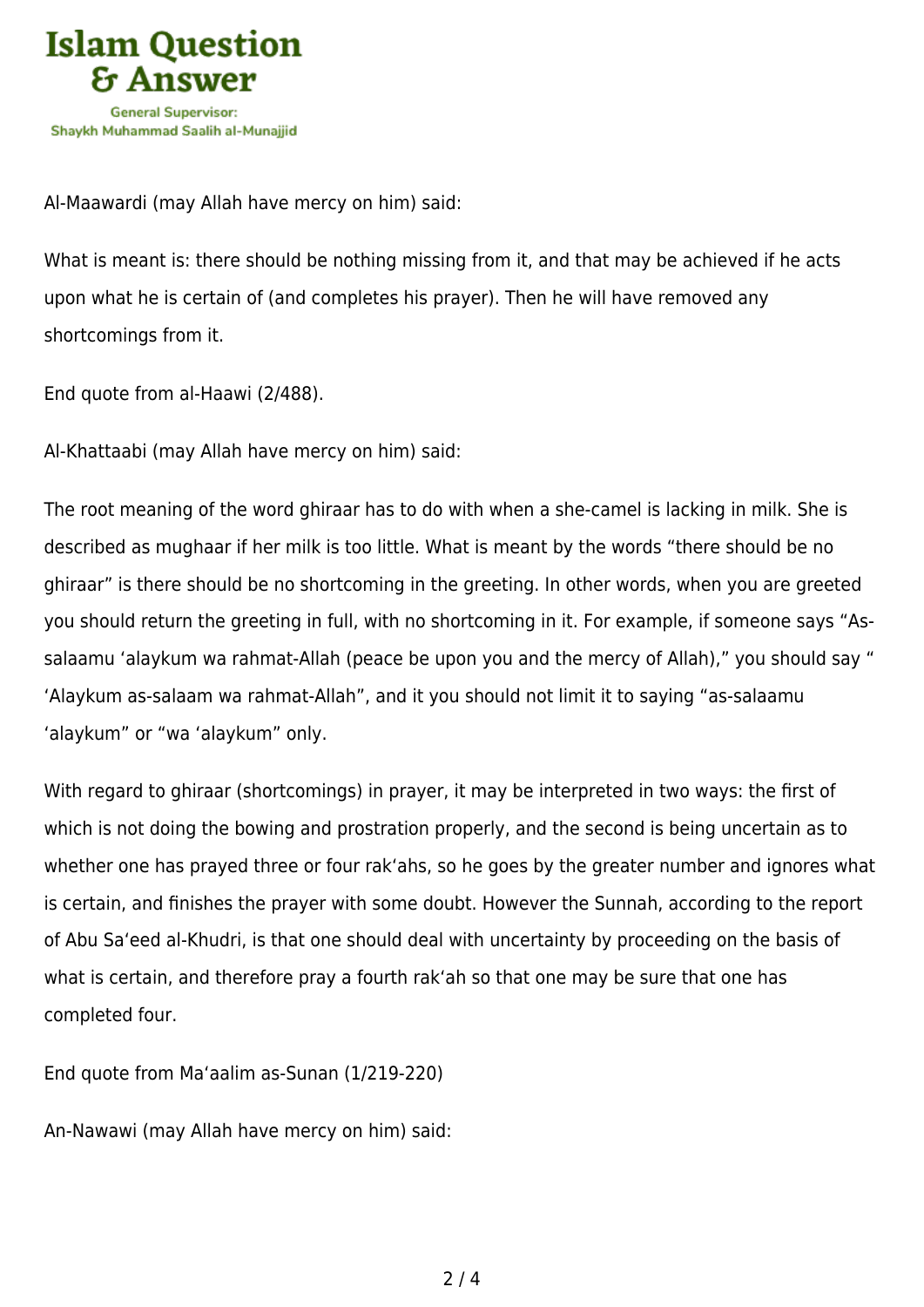Al-Maawardi (may Allah have mercy on him) said:

What is meant is: there should be nothing missing from it, and that may be achieved if he acts upon what he is certain of (and completes his prayer). Then he will have removed any shortcomings from it.

End quote from al-Haawi (2/488).

Al-Khattaabi (may Allah have mercy on him) said:

The root meaning of the word ghiraar has to do with when a she-camel is lacking in milk. She is described as mughaar if her milk is too little. What is meant by the words “there should be no ghiraar” is there should be no shortcoming in the greeting. In other words, when you are greeted you should return the greeting in full, with no shortcoming in it. For example, if someone says “As-salaamu ‘alaykum wa rahmat-Allah (peace be upon you and the mercy of Allah),” you should say “ ‘Alaykum as-salaam wa rahmat-Allah”, and it you should not limit it to saying “as-salaamu ‘alaykum” or “wa ‘alaykum” only.

With regard to ghiraar (shortcomings) in prayer, it may be interpreted in two ways: the first of which is not doing the bowing and prostration properly, and the second is being uncertain as to whether one has prayed three or four rak‘ahs, so he goes by the greater number and ignores what is certain, and finishes the prayer with some doubt. However the Sunnah, according to the report of Abu Sa‘eed al-Khudri, is that one should deal with uncertainty by proceeding on the basis of what is certain, and therefore pray a fourth rak‘ah so that one may be sure that one has completed four.

End quote from Ma‘aalim as-Sunan (1/219-220)

An-Nawawi (may Allah have mercy on him) said: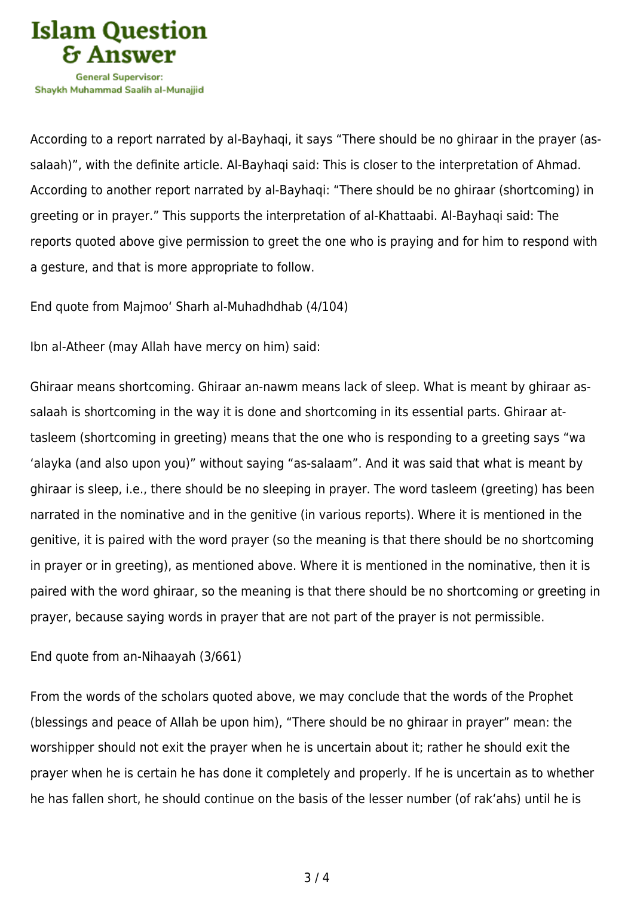According to a report narrated by al-Bayhaqi, it says "There should be no ghiraar in the prayer (as-salaah)", with the definite article. Al-Bayhaqi said: This is closer to the interpretation of Ahmad. According to another report narrated by al-Bayhaqi: "There should be no ghiraar (shortcoming) in greeting or in prayer." This supports the interpretation of al-Khattaabi. Al-Bayhaqi said: The reports quoted above give permission to greet the one who is praying and for him to respond with a gesture, and that is more appropriate to follow.

End quote from Majmoo' Sharh al-Muhadhdhab (4/104)

Ibn al-Atheer (may Allah have mercy on him) said:

Ghiraar means shortcoming. Ghiraar an-nawm means lack of sleep. What is meant by ghiraar as-salaah is shortcoming in the way it is done and shortcoming in its essential parts. Ghiraar at-tasleem (shortcoming in greeting) means that the one who is responding to a greeting says "wa 'alayka (and also upon you)" without saying "as-salaam". And it was said that what is meant by ghiraar is sleep, i.e., there should be no sleeping in prayer. The word tasleem (greeting) has been narrated in the nominative and in the genitive (in various reports). Where it is mentioned in the genitive, it is paired with the word prayer (so the meaning is that there should be no shortcoming in prayer or in greeting), as mentioned above. Where it is mentioned in the nominative, then it is paired with the word ghiraar, so the meaning is that there should be no shortcoming or greeting in prayer, because saying words in prayer that are not part of the prayer is not permissible.

End quote from an-Nihaayah (3/661)

From the words of the scholars quoted above, we may conclude that the words of the Prophet (blessings and peace of Allah be upon him), "There should be no ghiraar in prayer" mean: the worshipper should not exit the prayer when he is uncertain about it; rather he should exit the prayer when he is certain he has done it completely and properly. If he is uncertain as to whether he has fallen short, he should continue on the basis of the lesser number (of rak'ahs) until he is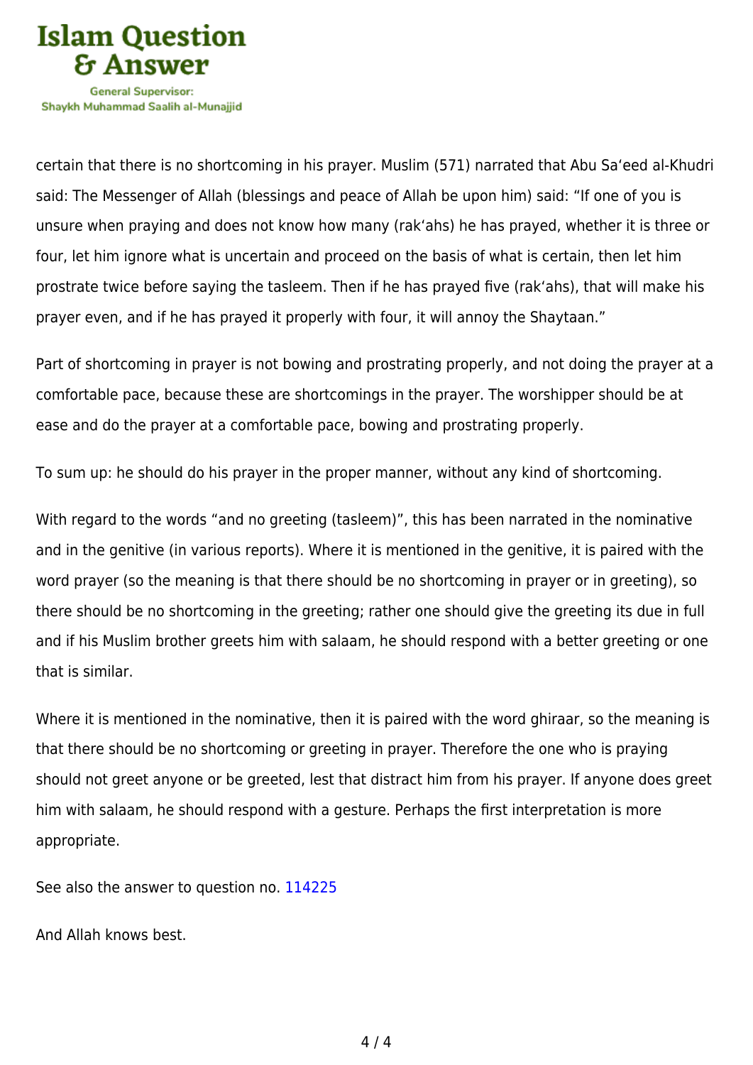certain that there is no shortcoming in his prayer. Muslim (571) narrated that Abu Sa'eed al-Khudri said: The Messenger of Allah (blessings and peace of Allah be upon him) said: "If one of you is unsure when praying and does not know how many (rak'ahs) he has prayed, whether it is three or four, let him ignore what is uncertain and proceed on the basis of what is certain, then let him prostrate twice before saying the tasleem. Then if he has prayed five (rak'ahs), that will make his prayer even, and if he has prayed it properly with four, it will annoy the Shaytaan."

Part of shortcoming in prayer is not bowing and prostrating properly, and not doing the prayer at a comfortable pace, because these are shortcomings in the prayer. The worshipper should be at ease and do the prayer at a comfortable pace, bowing and prostrating properly.

To sum up: he should do his prayer in the proper manner, without any kind of shortcoming.

With regard to the words "and no greeting (tasleem)", this has been narrated in the nominative and in the genitive (in various reports). Where it is mentioned in the genitive, it is paired with the word prayer (so the meaning is that there should be no shortcoming in prayer or in greeting), so there should be no shortcoming in the greeting; rather one should give the greeting its due in full and if his Muslim brother greets him with salaam, he should respond with a better greeting or one that is similar.

Where it is mentioned in the nominative, then it is paired with the word ghiraar, so the meaning is that there should be no shortcoming or greeting in prayer. Therefore the one who is praying should not greet anyone or be greeted, lest that distract him from his prayer. If anyone does greet him with salaam, he should respond with a gesture. Perhaps the first interpretation is more appropriate.

See also the answer to question no. 114225

And Allah knows best.